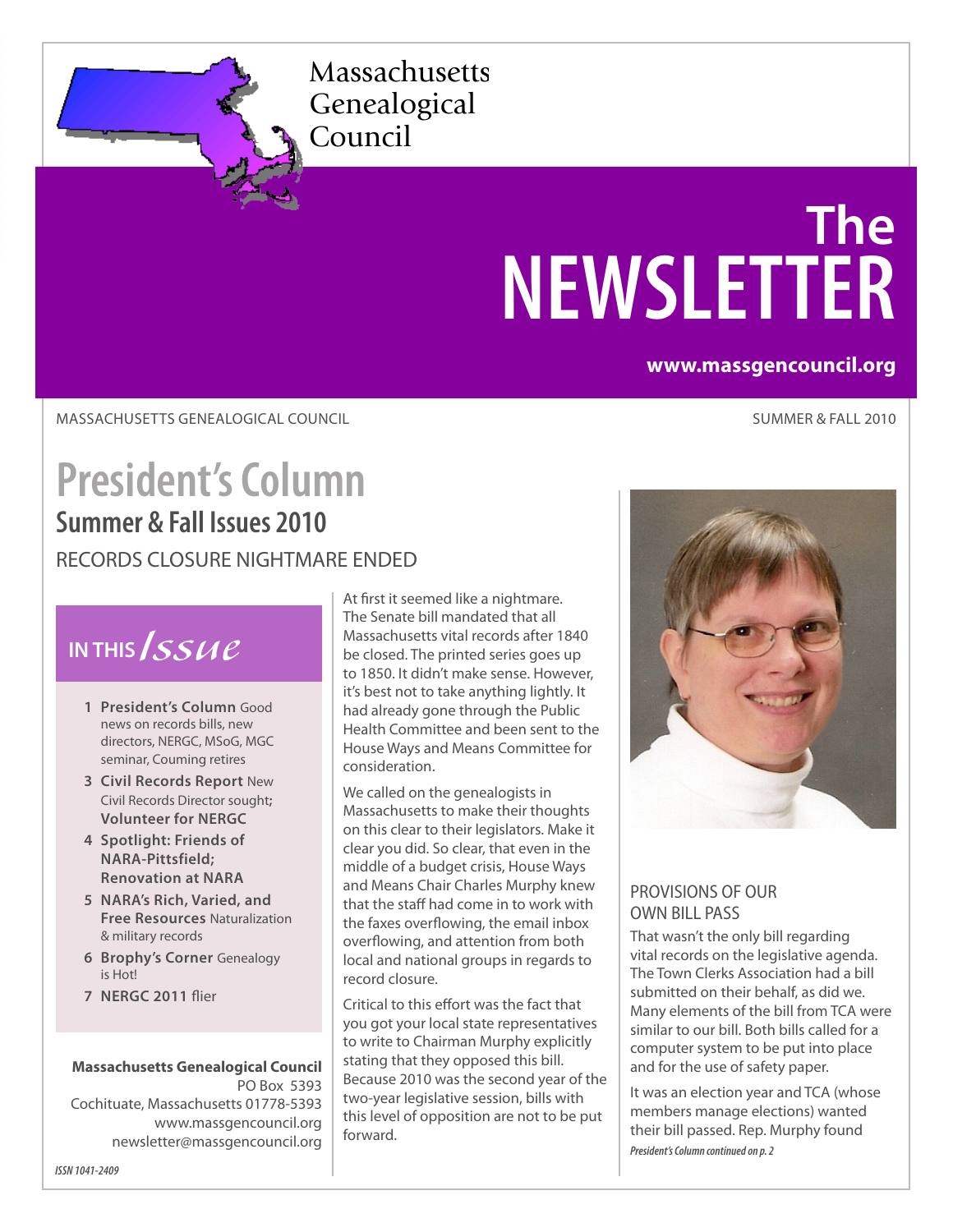# Massachusetts Genealogical Council

# The NEWSLETTER

www.massgencouncil.org

MASSACHUSETTS GENEALOGICAL COUNCIL — SUMMER & FALL 2010

# President's Column

## Summer & Fall Issues 2010

### RECORDS CLOSURE NIGHTMARE ENDED

**IN THIS *Issue***

1. **President's Column** Good news on records bills, new directors, NERGC, MSoG, MGC seminar, Couming retires
3. **Civil Records Report** New Civil Records Director sought; **Volunteer for NERGC**
4. **Spotlight: Friends of NARA-Pittsfield; Renovation at NARA**
5. **NARA's Rich, Varied, and Free Resources** Naturalization & military records
6. **Brophy's Corner** Genealogy is Hot!
7. **NERGC 2011** flier

**Massachusetts Genealogical Council**
PO Box 5393
Cochituate, Massachusetts 01778-5393
www.massgencouncil.org
newsletter@massgencouncil.org

At first it seemed like a nightmare. The Senate bill mandated that all Massachusetts vital records after 1840 be closed. The printed series goes up to 1850. It didn't make sense. However, it's best not to take anything lightly. It had already gone through the Public Health Committee and been sent to the House Ways and Means Committee for consideration.

We called on the genealogists in Massachusetts to make their thoughts on this clear to their legislators. Make it clear you did. So clear, that even in the middle of a budget crisis, House Ways and Means Chair Charles Murphy knew that the staff had come in to work with the faxes overflowing, the email inbox overflowing, and attention from both local and national groups in regards to record closure.

Critical to this effort was the fact that you got your local state representatives to write to Chairman Murphy explicitly stating that they opposed this bill. Because 2010 was the second year of the two-year legislative session, bills with this level of opposition are not to be put forward.

### PROVISIONS OF OUR OWN BILL PASS

That wasn't the only bill regarding vital records on the legislative agenda. The Town Clerks Association had a bill submitted on their behalf, as did we. Many elements of the bill from TCA were similar to our bill. Both bills called for a computer system to be put into place and for the use of safety paper.

It was an election year and TCA (whose members manage elections) wanted their bill passed. Rep. Murphy found

*President's Column continued on p. 2*

ISSN 1041-2409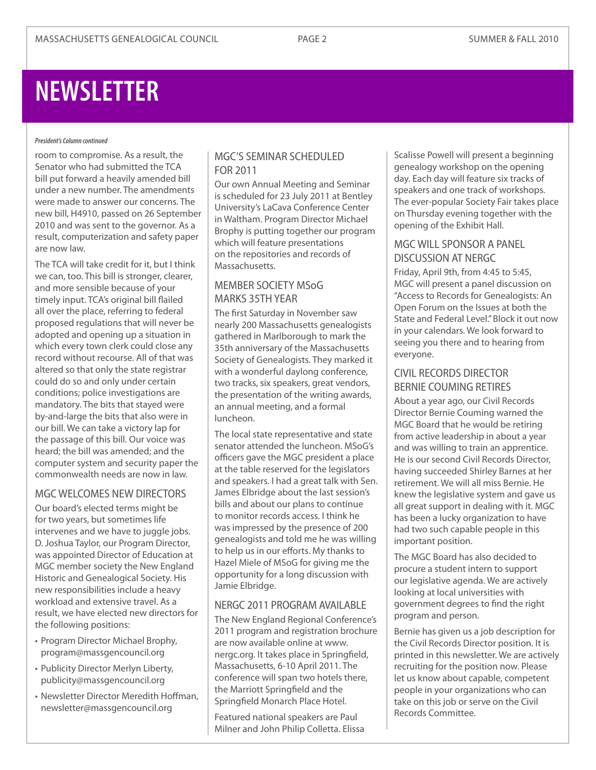# NEWSLETTER

*President's Column continued*

room to compromise. As a result, the Senator who had submitted the TCA bill put forward a heavily amended bill under a new number. The amendments were made to answer our concerns. The new bill, H4910, passed on 26 September 2010 and was sent to the governor. As a result, computerization and safety paper are now law.

The TCA will take credit for it, but I think we can, too. This bill is stronger, clearer, and more sensible because of your timely input. TCA's original bill flailed all over the place, referring to federal proposed regulations that will never be adopted and opening up a situation in which every town clerk could close any record without recourse. All of that was altered so that only the state registrar could do so and only under certain conditions; police investigations are mandatory. The bits that stayed were by-and-large the bits that also were in our bill. We can take a victory lap for the passage of this bill. Our voice was heard; the bill was amended; and the computer system and security paper the commonwealth needs are now in law.

## MGC WELCOMES NEW DIRECTORS

Our board's elected terms might be for two years, but sometimes life intervenes and we have to juggle jobs. D. Joshua Taylor, our Program Director, was appointed Director of Education at MGC member society the New England Historic and Genealogical Society. His new responsibilities include a heavy workload and extensive travel. As a result, we have elected new directors for the following positions:

- Program Director Michael Brophy, program@massgencouncil.org
- Publicity Director Merlyn Liberty, publicity@massgencouncil.org
- Newsletter Director Meredith Hoffman, newsletter@massgencouncil.org

## MGC'S SEMINAR SCHEDULED FOR 2011

Our own Annual Meeting and Seminar is scheduled for 23 July 2011 at Bentley University's LaCava Conference Center in Waltham. Program Director Michael Brophy is putting together our program which will feature presentations on the repositories and records of Massachusetts.

## MEMBER SOCIETY MSoG MARKS 35TH YEAR

The first Saturday in November saw nearly 200 Massachusetts genealogists gathered in Marlborough to mark the 35th anniversary of the Massachusetts Society of Genealogists. They marked it with a wonderful daylong conference, two tracks, six speakers, great vendors, the presentation of the writing awards, an annual meeting, and a formal luncheon.

The local state representative and state senator attended the luncheon. MSoG's officers gave the MGC president a place at the table reserved for the legislators and speakers. I had a great talk with Sen. James Elbridge about the last session's bills and about our plans to continue to monitor records access. I think he was impressed by the presence of 200 genealogists and told me he was willing to help us in our efforts. My thanks to Hazel Miele of MSoG for giving me the opportunity for a long discussion with Jamie Elbridge.

## NERGC 2011 PROGRAM AVAILABLE

The New England Regional Conference's 2011 program and registration brochure are now available online at www.nergc.org. It takes place in Springfield, Massachusetts, 6-10 April 2011. The conference will span two hotels there, the Marriott Springfield and the Springfield Monarch Place Hotel.

Featured national speakers are Paul Milner and John Philip Colletta. Elissa Scalisse Powell will present a beginning genealogy workshop on the opening day. Each day will feature six tracks of speakers and one track of workshops. The ever-popular Society Fair takes place on Thursday evening together with the opening of the Exhibit Hall.

## MGC WILL SPONSOR A PANEL DISCUSSION AT NERGC

Friday, April 9th, from 4:45 to 5:45, MGC will present a panel discussion on "Access to Records for Genealogists: An Open Forum on the Issues at both the State and Federal Level." Block it out now in your calendars. We look forward to seeing you there and to hearing from everyone.

## CIVIL RECORDS DIRECTOR BERNIE COUMING RETIRES

About a year ago, our Civil Records Director Bernie Couming warned the MGC Board that he would be retiring from active leadership in about a year and was willing to train an apprentice. He is our second Civil Records Director, having succeeded Shirley Barnes at her retirement. We will all miss Bernie. He knew the legislative system and gave us all great support in dealing with it. MGC has been a lucky organization to have had two such capable people in this important position.

The MGC Board has also decided to procure a student intern to support our legislative agenda. We are actively looking at local universities with government degrees to find the right program and person.

Bernie has given us a job description for the Civil Records Director position. It is printed in this newsletter. We are actively recruiting for the position now. Please let us know about capable, competent people in your organizations who can take on this job or serve on the Civil Records Committee.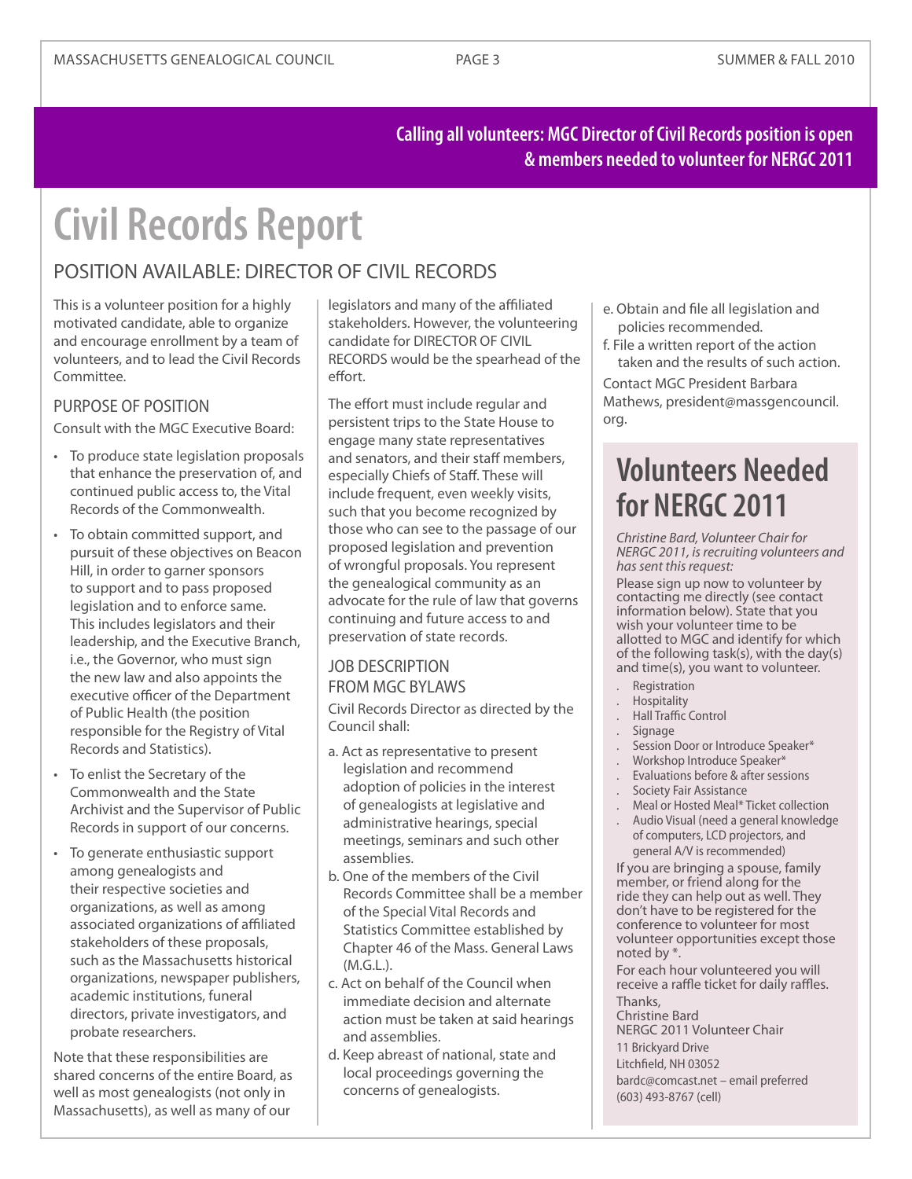**Calling all volunteers: MGC Director of Civil Records position is open & members needed to volunteer for NERGC 2011**

# Civil Records Report

## POSITION AVAILABLE: DIRECTOR OF CIVIL RECORDS

This is a volunteer position for a highly motivated candidate, able to organize and encourage enrollment by a team of volunteers, and to lead the Civil Records Committee.

### PURPOSE OF POSITION

Consult with the MGC Executive Board:

- To produce state legislation proposals that enhance the preservation of, and continued public access to, the Vital Records of the Commonwealth.
- To obtain committed support, and pursuit of these objectives on Beacon Hill, in order to garner sponsors to support and to pass proposed legislation and to enforce same. This includes legislators and their leadership, and the Executive Branch, i.e., the Governor, who must sign the new law and also appoints the executive officer of the Department of Public Health (the position responsible for the Registry of Vital Records and Statistics).
- To enlist the Secretary of the Commonwealth and the State Archivist and the Supervisor of Public Records in support of our concerns.
- To generate enthusiastic support among genealogists and their respective societies and organizations, as well as among associated organizations of affiliated stakeholders of these proposals, such as the Massachusetts historical organizations, newspaper publishers, academic institutions, funeral directors, private investigators, and probate researchers.

Note that these responsibilities are shared concerns of the entire Board, as well as most genealogists (not only in Massachusetts), as well as many of our legislators and many of the affiliated stakeholders. However, the volunteering candidate for DIRECTOR OF CIVIL RECORDS would be the spearhead of the effort.

The effort must include regular and persistent trips to the State House to engage many state representatives and senators, and their staff members, especially Chiefs of Staff. These will include frequent, even weekly visits, such that you become recognized by those who can see to the passage of our proposed legislation and prevention of wrongful proposals. You represent the genealogical community as an advocate for the rule of law that governs continuing and future access to and preservation of state records.

### JOB DESCRIPTION FROM MGC BYLAWS

Civil Records Director as directed by the Council shall:

a. Act as representative to present legislation and recommend adoption of policies in the interest of genealogists at legislative and administrative hearings, special meetings, seminars and such other assemblies.

b. One of the members of the Civil Records Committee shall be a member of the Special Vital Records and Statistics Committee established by Chapter 46 of the Mass. General Laws (M.G.L.).

c. Act on behalf of the Council when immediate decision and alternate action must be taken at said hearings and assemblies.

d. Keep abreast of national, state and local proceedings governing the concerns of genealogists.

e. Obtain and file all legislation and policies recommended.

f. File a written report of the action taken and the results of such action.

Contact MGC President Barbara Mathews, president@massgencouncil.org.

## Volunteers Needed for NERGC 2011

*Christine Bard, Volunteer Chair for NERGC 2011, is recruiting volunteers and has sent this request:*

Please sign up now to volunteer by contacting me directly (see contact information below). State that you wish your volunteer time to be allotted to MGC and identify for which of the following task(s), with the day(s) and time(s), you want to volunteer.

- Registration
- Hospitality
- Hall Traffic Control
- Signage
- Session Door or Introduce Speaker*
- Workshop Introduce Speaker*
- Evaluations before & after sessions
- Society Fair Assistance
- Meal or Hosted Meal* Ticket collection
- Audio Visual (need a general knowledge of computers, LCD projectors, and general A/V is recommended)

If you are bringing a spouse, family member, or friend along for the ride they can help out as well. They don't have to be registered for the conference to volunteer for most volunteer opportunities except those noted by *.

For each hour volunteered you will receive a raffle ticket for daily raffles.

Thanks,
Christine Bard
NERGC 2011 Volunteer Chair
11 Brickyard Drive
Litchfield, NH 03052
bardc@comcast.net – email preferred
(603) 493-8767 (cell)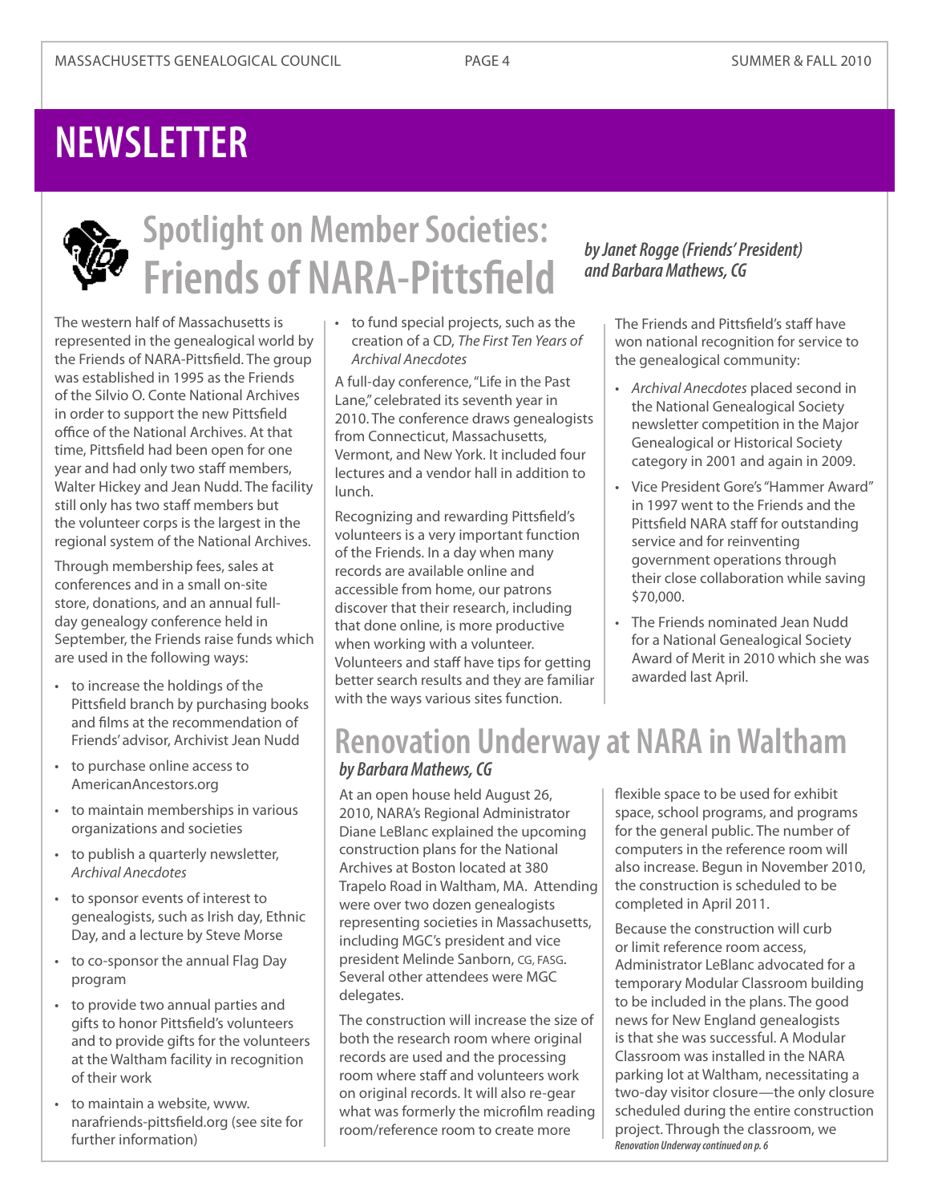# NEWSLETTER

## Spotlight on Member Societies: Friends of NARA-Pittsfield

*by Janet Rogge (Friends' President) and Barbara Mathews, CG*

The western half of Massachusetts is represented in the genealogical world by the Friends of NARA-Pittsfield. The group was established in 1995 as the Friends of the Silvio O. Conte National Archives in order to support the new Pittsfield office of the National Archives. At that time, Pittsfield had been open for one year and had only two staff members, Walter Hickey and Jean Nudd. The facility still only has two staff members but the volunteer corps is the largest in the regional system of the National Archives.

Through membership fees, sales at conferences and in a small on-site store, donations, and an annual full-day genealogy conference held in September, the Friends raise funds which are used in the following ways:

- to increase the holdings of the Pittsfield branch by purchasing books and films at the recommendation of Friends' advisor, Archivist Jean Nudd
- to purchase online access to AmericanAncestors.org
- to maintain memberships in various organizations and societies
- to publish a quarterly newsletter, *Archival Anecdotes*
- to sponsor events of interest to genealogists, such as Irish day, Ethnic Day, and a lecture by Steve Morse
- to co-sponsor the annual Flag Day program
- to provide two annual parties and gifts to honor Pittsfield's volunteers and to provide gifts for the volunteers at the Waltham facility in recognition of their work
- to maintain a website, www.narafriends-pittsfield.org (see site for further information)
- to fund special projects, such as the creation of a CD, *The First Ten Years of Archival Anecdotes*

A full-day conference, "Life in the Past Lane," celebrated its seventh year in 2010. The conference draws genealogists from Connecticut, Massachusetts, Vermont, and New York. It included four lectures and a vendor hall in addition to lunch.

Recognizing and rewarding Pittsfield's volunteers is a very important function of the Friends. In a day when many records are available online and accessible from home, our patrons discover that their research, including that done online, is more productive when working with a volunteer. Volunteers and staff have tips for getting better search results and they are familiar with the ways various sites function.

The Friends and Pittsfield's staff have won national recognition for service to the genealogical community:

- *Archival Anecdotes* placed second in the National Genealogical Society newsletter competition in the Major Genealogical or Historical Society category in 2001 and again in 2009.
- Vice President Gore's "Hammer Award" in 1997 went to the Friends and the Pittsfield NARA staff for outstanding service and for reinventing government operations through their close collaboration while saving $70,000.
- The Friends nominated Jean Nudd for a National Genealogical Society Award of Merit in 2010 which she was awarded last April.

## Renovation Underway at NARA in Waltham

*by Barbara Mathews, CG*

At an open house held August 26, 2010, NARA's Regional Administrator Diane LeBlanc explained the upcoming construction plans for the National Archives at Boston located at 380 Trapelo Road in Waltham, MA. Attending were over two dozen genealogists representing societies in Massachusetts, including MGC's president and vice president Melinde Sanborn, CG, FASG. Several other attendees were MGC delegates.

The construction will increase the size of both the research room where original records are used and the processing room where staff and volunteers work on original records. It will also re-gear what was formerly the microfilm reading room/reference room to create more flexible space to be used for exhibit space, school programs, and programs for the general public. The number of computers in the reference room will also increase. Begun in November 2010, the construction is scheduled to be completed in April 2011.

Because the construction will curb or limit reference room access, Administrator LeBlanc advocated for a temporary Modular Classroom building to be included in the plans. The good news for New England genealogists is that she was successful. A Modular Classroom was installed in the NARA parking lot at Waltham, necessitating a two-day visitor closure—the only closure scheduled during the entire construction project. Through the classroom, we

*Renovation Underway continued on p. 6*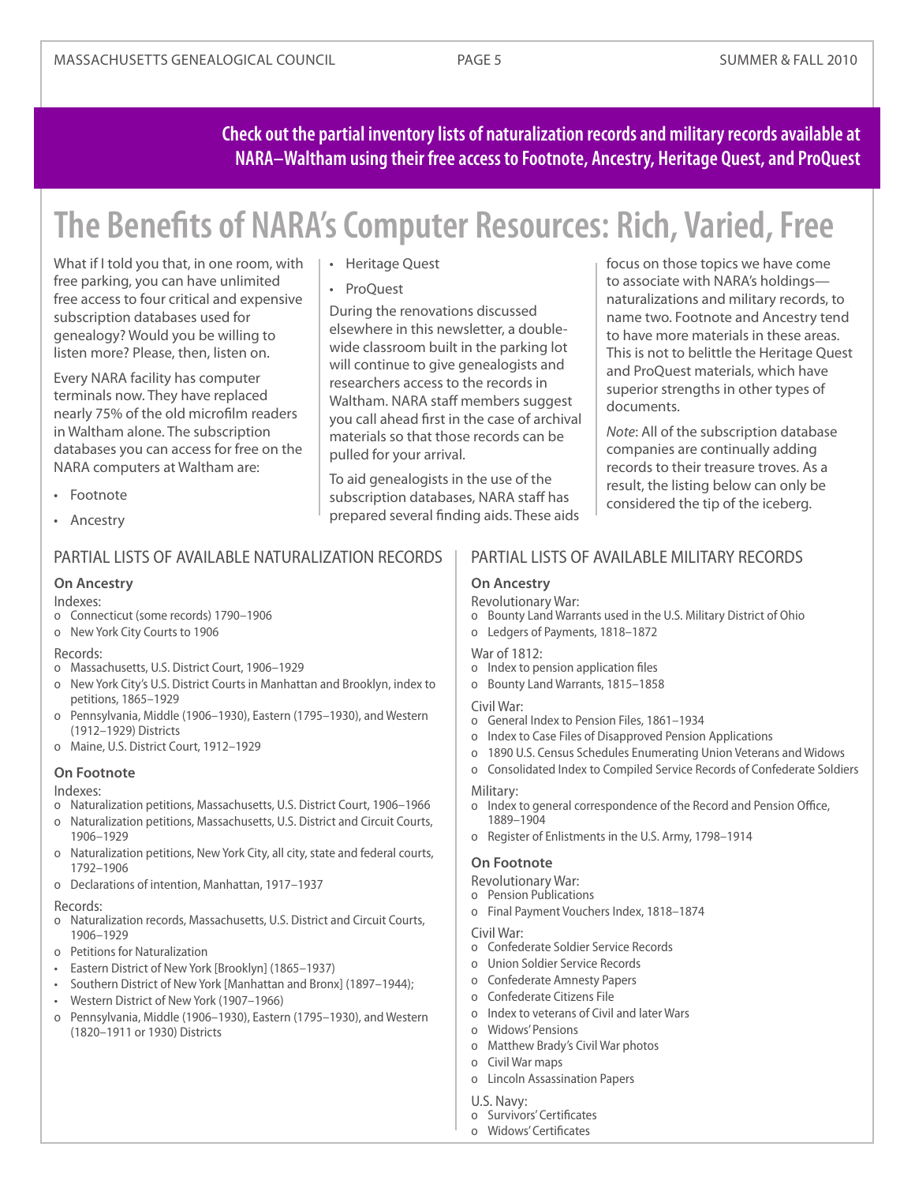**Check out the partial inventory lists of naturalization records and military records available at NARA–Waltham using their free access to Footnote, Ancestry, Heritage Quest, and ProQuest**

# The Benefits of NARA's Computer Resources: Rich, Varied, Free

What if I told you that, in one room, with free parking, you can have unlimited free access to four critical and expensive subscription databases used for genealogy? Would you be willing to listen more? Please, then, listen on.

Every NARA facility has computer terminals now. They have replaced nearly 75% of the old microfilm readers in Waltham alone. The subscription databases you can access for free on the NARA computers at Waltham are:

- Footnote
- Ancestry
- Heritage Quest
- ProQuest

During the renovations discussed elsewhere in this newsletter, a double-wide classroom built in the parking lot will continue to give genealogists and researchers access to the records in Waltham. NARA staff members suggest you call ahead first in the case of archival materials so that those records can be pulled for your arrival.

To aid genealogists in the use of the subscription databases, NARA staff has prepared several finding aids. These aids focus on those topics we have come to associate with NARA's holdings—naturalizations and military records, to name two. Footnote and Ancestry tend to have more materials in these areas. This is not to belittle the Heritage Quest and ProQuest materials, which have superior strengths in other types of documents.

*Note*: All of the subscription database companies are continually adding records to their treasure troves. As a result, the listing below can only be considered the tip of the iceberg.

## PARTIAL LISTS OF AVAILABLE NATURALIZATION RECORDS

### On Ancestry

Indexes:
- Connecticut (some records) 1790–1906
- New York City Courts to 1906

Records:
- Massachusetts, U.S. District Court, 1906–1929
- New York City's U.S. District Courts in Manhattan and Brooklyn, index to petitions, 1865–1929
- Pennsylvania, Middle (1906–1930), Eastern (1795–1930), and Western (1912–1929) Districts
- Maine, U.S. District Court, 1912–1929

### On Footnote

Indexes:
- Naturalization petitions, Massachusetts, U.S. District Court, 1906–1966
- Naturalization petitions, Massachusetts, U.S. District and Circuit Courts, 1906–1929
- Naturalization petitions, New York City, all city, state and federal courts, 1792–1906
- Declarations of intention, Manhattan, 1917–1937

Records:
- Naturalization records, Massachusetts, U.S. District and Circuit Courts, 1906–1929
- Petitions for Naturalization
- Eastern District of New York [Brooklyn] (1865–1937)
- Southern District of New York [Manhattan and Bronx] (1897–1944);
- Western District of New York (1907–1966)
- Pennsylvania, Middle (1906–1930), Eastern (1795–1930), and Western (1820–1911 or 1930) Districts

## PARTIAL LISTS OF AVAILABLE MILITARY RECORDS

### On Ancestry

Revolutionary War:
- Bounty Land Warrants used in the U.S. Military District of Ohio
- Ledgers of Payments, 1818–1872

War of 1812:
- Index to pension application files
- Bounty Land Warrants, 1815–1858

Civil War:
- General Index to Pension Files, 1861–1934
- Index to Case Files of Disapproved Pension Applications
- 1890 U.S. Census Schedules Enumerating Union Veterans and Widows
- Consolidated Index to Compiled Service Records of Confederate Soldiers

Military:
- Index to general correspondence of the Record and Pension Office, 1889–1904
- Register of Enlistments in the U.S. Army, 1798–1914

### On Footnote

Revolutionary War:
- Pension Publications
- Final Payment Vouchers Index, 1818–1874

Civil War:
- Confederate Soldier Service Records
- Union Soldier Service Records
- Confederate Amnesty Papers
- Confederate Citizens File
- Index to veterans of Civil and later Wars
- Widows' Pensions
- Matthew Brady's Civil War photos
- Civil War maps
- Lincoln Assassination Papers

U.S. Navy:
- Survivors' Certificates
- Widows' Certificates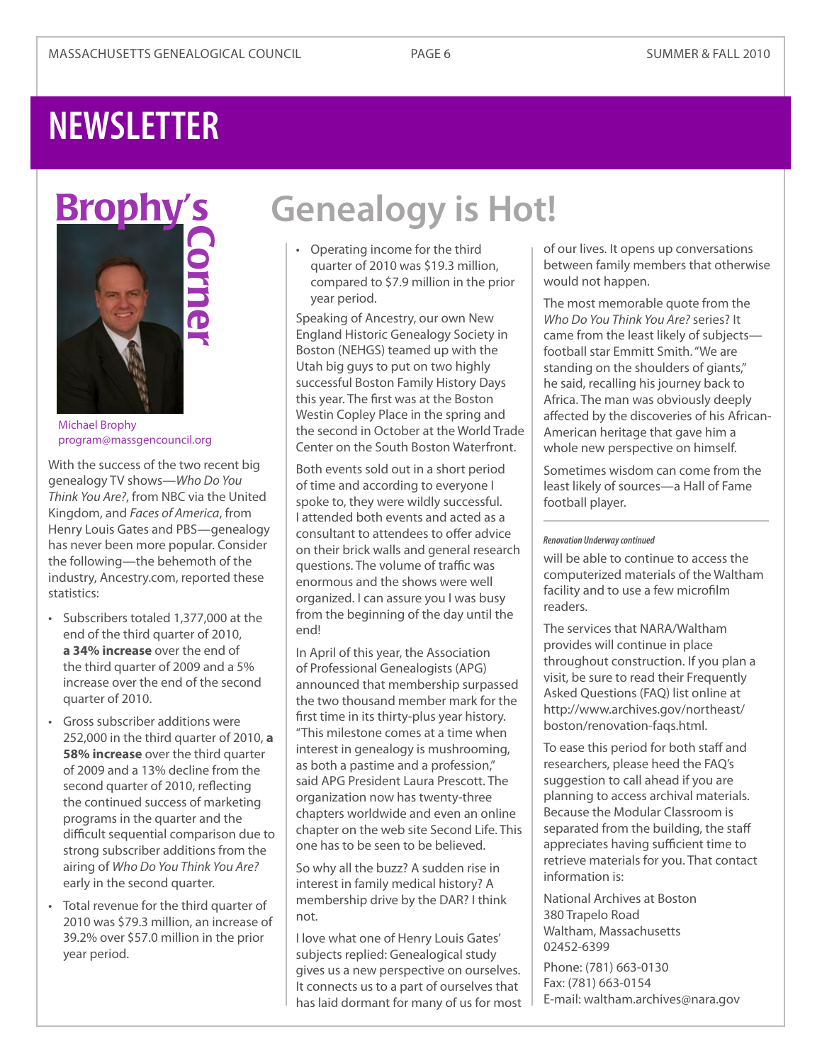# NEWSLETTER

## Brophy's Corner

Michael Brophy
program@massgencouncil.org

# Genealogy is Hot!

With the success of the two recent big genealogy TV shows—*Who Do You Think You Are?*, from NBC via the United Kingdom, and *Faces of America*, from Henry Louis Gates and PBS—genealogy has never been more popular. Consider the following—the behemoth of the industry, Ancestry.com, reported these statistics:

- Subscribers totaled 1,377,000 at the end of the third quarter of 2010, **a 34% increase** over the end of the third quarter of 2009 and a 5% increase over the end of the second quarter of 2010.
- Gross subscriber additions were 252,000 in the third quarter of 2010, **a 58% increase** over the third quarter of 2009 and a 13% decline from the second quarter of 2010, reflecting the continued success of marketing programs in the quarter and the difficult sequential comparison due to strong subscriber additions from the airing of *Who Do You Think You Are?* early in the second quarter.
- Total revenue for the third quarter of 2010 was $79.3 million, an increase of 39.2% over $57.0 million in the prior year period.
- Operating income for the third quarter of 2010 was $19.3 million, compared to $7.9 million in the prior year period.

Speaking of Ancestry, our own New England Historic Genealogy Society in Boston (NEHGS) teamed up with the Utah big guys to put on two highly successful Boston Family History Days this year. The first was at the Boston Westin Copley Place in the spring and the second in October at the World Trade Center on the South Boston Waterfront.

Both events sold out in a short period of time and according to everyone I spoke to, they were wildly successful. I attended both events and acted as a consultant to attendees to offer advice on their brick walls and general research questions. The volume of traffic was enormous and the shows were well organized. I can assure you I was busy from the beginning of the day until the end!

In April of this year, the Association of Professional Genealogists (APG) announced that membership surpassed the two thousand member mark for the first time in its thirty-plus year history. "This milestone comes at a time when interest in genealogy is mushrooming, as both a pastime and a profession," said APG President Laura Prescott. The organization now has twenty-three chapters worldwide and even an online chapter on the web site Second Life. This one has to be seen to be believed.

So why all the buzz? A sudden rise in interest in family medical history? A membership drive by the DAR? I think not.

I love what one of Henry Louis Gates' subjects replied: Genealogical study gives us a new perspective on ourselves. It connects us to a part of ourselves that has laid dormant for many of us for most of our lives. It opens up conversations between family members that otherwise would not happen.

The most memorable quote from the *Who Do You Think You Are?* series? It came from the least likely of subjects—football star Emmitt Smith. "We are standing on the shoulders of giants," he said, recalling his journey back to Africa. The man was obviously deeply affected by the discoveries of his African-American heritage that gave him a whole new perspective on himself.

Sometimes wisdom can come from the least likely of sources—a Hall of Fame football player.

---

*Renovation Underway continued*

will be able to continue to access the computerized materials of the Waltham facility and to use a few microfilm readers.

The services that NARA/Waltham provides will continue in place throughout construction. If you plan a visit, be sure to read their Frequently Asked Questions (FAQ) list online at http://www.archives.gov/northeast/boston/renovation-faqs.html.

To ease this period for both staff and researchers, please heed the FAQ's suggestion to call ahead if you are planning to access archival materials. Because the Modular Classroom is separated from the building, the staff appreciates having sufficient time to retrieve materials for you. That contact information is:

National Archives at Boston
380 Trapelo Road
Waltham, Massachusetts
02452-6399

Phone: (781) 663-0130
Fax: (781) 663-0154
E-mail: waltham.archives@nara.gov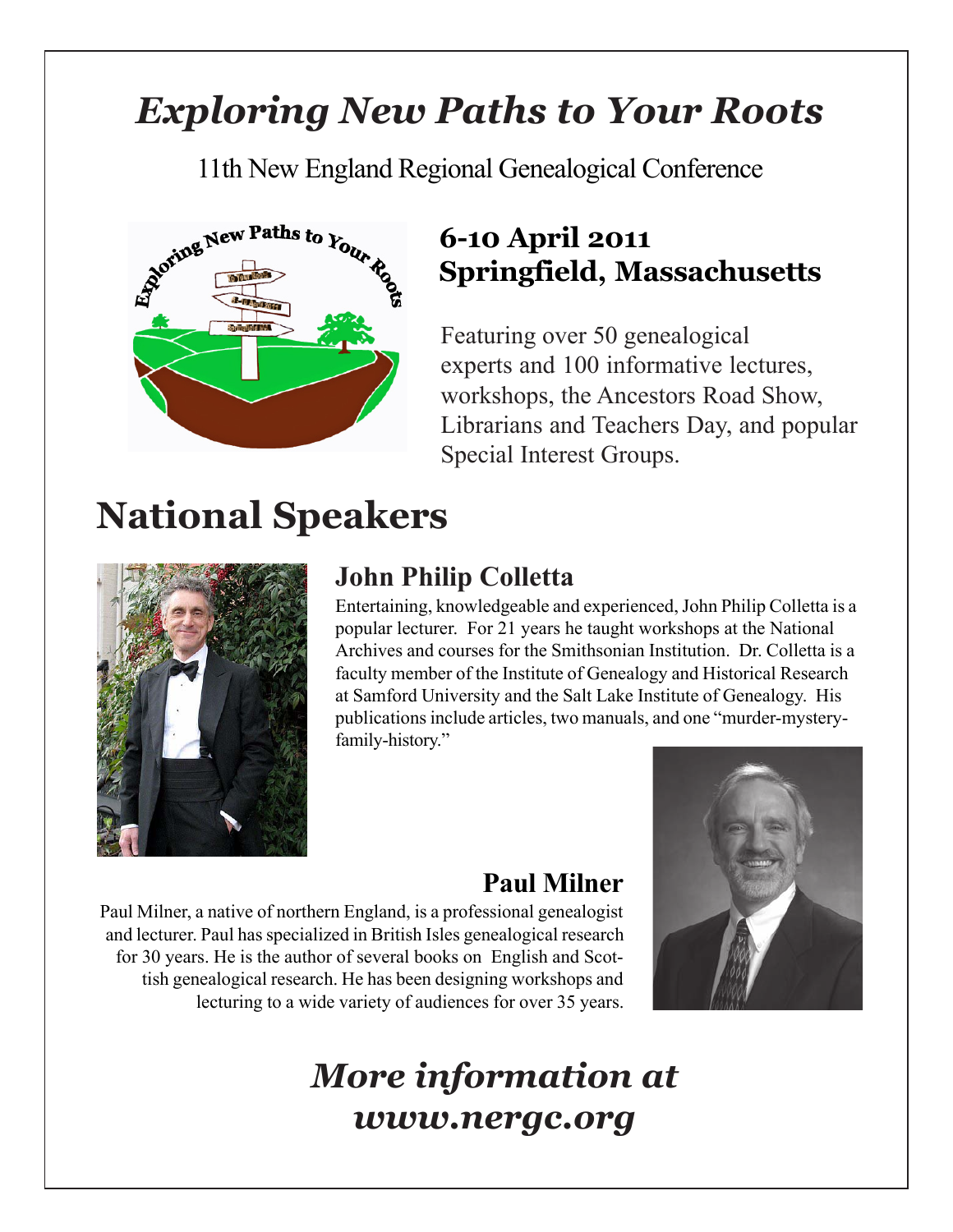# *Exploring New Paths to Your Roots*

11th New England Regional Genealogical Conference

**6-10 April 2011**
**Springfield, Massachusetts**

Featuring over 50 genealogical experts and 100 informative lectures, workshops, the Ancestors Road Show, Librarians and Teachers Day, and popular Special Interest Groups.

# National Speakers

## John Philip Colletta

Entertaining, knowledgeable and experienced, John Philip Colletta is a popular lecturer. For 21 years he taught workshops at the National Archives and courses for the Smithsonian Institution. Dr. Colletta is a faculty member of the Institute of Genealogy and Historical Research at Samford University and the Salt Lake Institute of Genealogy. His publications include articles, two manuals, and one "murder-mystery-family-history."

## Paul Milner

Paul Milner, a native of northern England, is a professional genealogist and lecturer. Paul has specialized in British Isles genealogical research for 30 years. He is the author of several books on English and Scottish genealogical research. He has been designing workshops and lecturing to a wide variety of audiences for over 35 years.

## *More information at www.nergc.org*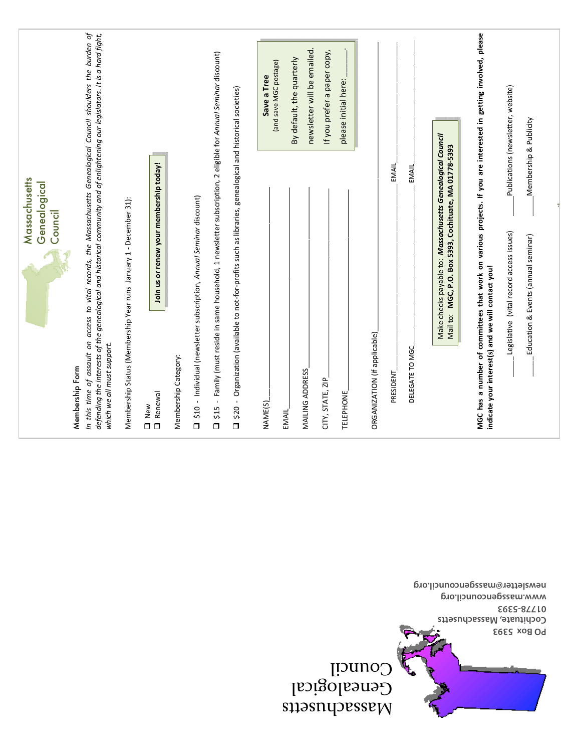Massachusetts Genealogical Council

## Membership Form

*In this time of assault on access to vital records, the Massachusetts Genealogical Council shoulders the burden of defending the interests of the genealogical and historical community and of enlightening our legislators. It is a hard fight, which we all must support.*

Membership Status (Membership Year runs January 1 - December 31):

❑ New
❑ Renewal

**Join us or renew your membership today!**

Membership Category:

❑ $10 - Individual (newsletter subscription, *Annual Seminar* discount)

❑ $15 - Family (must reside in same household, 1 newsletter subscription, 2 eligible for *Annual Seminar* discount)

❑ $20 - Organization (available to not-for-profits such as libraries, genealogical and historical societies)

**Save a Tree**
(and save MGC postage)

By default, the quarterly newsletter will be emailed. If you prefer a paper copy, please initial here: ______.

NAME(S)________________________

EMAIL________________________

MAILING ADDRESS________________________

CITY, STATE, ZIP________________________

TELEPHONE________________________

ORGANIZATION (if applicable)________________________

PRESIDENT________________________ EMAIL________________________

DELEGATE TO MGC________________________ EMAIL________________________

Make checks payable to: ***Massachusetts Genealogical Council***
Mail to: **MGC, P.O. Box 5393, Cochituate, MA 01778-5393**

**MGC has a number of committees that work on various projects. If you are interested in getting involved, please indicate your interest(s) and we will contact you!**

_____ Legislative (vital record access issues)
_____ Publications (newsletter, website)
_____ Education & Events (annual seminar)
_____ Membership & Publicity

Massachusetts Genealogical Council

PO Box 5393
Cochituate, Massachusetts
01778-5393
www.massgencouncil.org
newsletter@massgencouncil.org